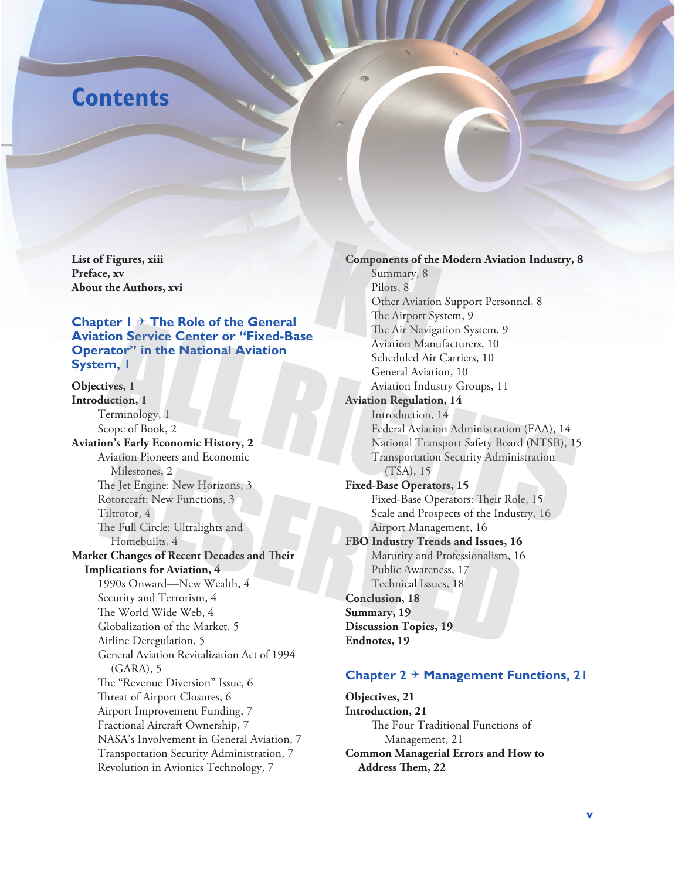# Contents

**List of Figures, xiii**
**Preface, xv**
**About the Authors, xvi**

## Chapter 1 ✈ The Role of the General Aviation Service Center or "Fixed-Base Operator" in the National Aviation System, 1

**Objectives, 1**
**Introduction, 1**
- Terminology, 1
- Scope of Book, 2

**Aviation's Early Economic History, 2**
- Aviation Pioneers and Economic Milestones, 2
- The Jet Engine: New Horizons, 3
- Rotorcraft: New Functions, 3
- Tiltrotor, 4
- The Full Circle: Ultralights and Homebuilts, 4

**Market Changes of Recent Decades and Their Implications for Aviation, 4**
- 1990s Onward—New Wealth, 4
- Security and Terrorism, 4
- The World Wide Web, 4
- Globalization of the Market, 5
- Airline Deregulation, 5
- General Aviation Revitalization Act of 1994 (GARA), 5
- The "Revenue Diversion" Issue, 6
- Threat of Airport Closures, 6
- Airport Improvement Funding, 7
- Fractional Aircraft Ownership, 7
- NASA's Involvement in General Aviation, 7
- Transportation Security Administration, 7
- Revolution in Avionics Technology, 7

**Components of the Modern Aviation Industry, 8**
- Summary, 8
- Pilots, 8
- Other Aviation Support Personnel, 8
- The Airport System, 9
- The Air Navigation System, 9
- Aviation Manufacturers, 10
- Scheduled Air Carriers, 10
- General Aviation, 10
- Aviation Industry Groups, 11

**Aviation Regulation, 14**
- Introduction, 14
- Federal Aviation Administration (FAA), 14
- National Transport Safety Board (NTSB), 15
- Transportation Security Administration (TSA), 15

**Fixed-Base Operators, 15**
- Fixed-Base Operators: Their Role, 15
- Scale and Prospects of the Industry, 16
- Airport Management, 16

**FBO Industry Trends and Issues, 16**
- Maturity and Professionalism, 16
- Public Awareness, 17
- Technical Issues, 18

**Conclusion, 18**
**Summary, 19**
**Discussion Topics, 19**
**Endnotes, 19**

## Chapter 2 ✈ Management Functions, 21

**Objectives, 21**
**Introduction, 21**
- The Four Traditional Functions of Management, 21

**Common Managerial Errors and How to Address Them, 22**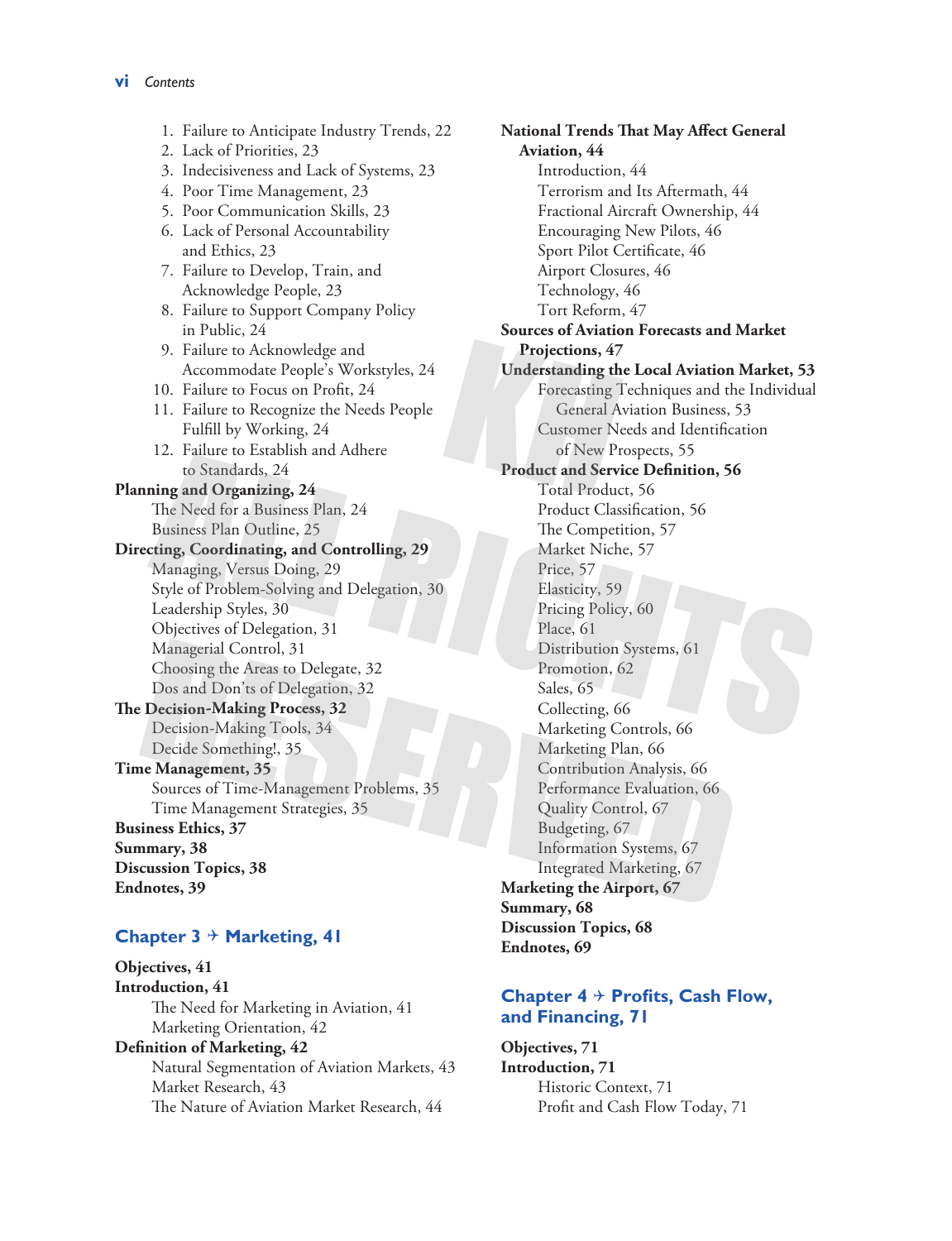1. Failure to Anticipate Industry Trends, 22
2. Lack of Priorities, 23
3. Indecisiveness and Lack of Systems, 23
4. Poor Time Management, 23
5. Poor Communication Skills, 23
6. Lack of Personal Accountability and Ethics, 23
7. Failure to Develop, Train, and Acknowledge People, 23
8. Failure to Support Company Policy in Public, 24
9. Failure to Acknowledge and Accommodate People's Workstyles, 24
10. Failure to Focus on Profit, 24
11. Failure to Recognize the Needs People Fulfill by Working, 24
12. Failure to Establish and Adhere to Standards, 24

**Planning and Organizing, 24**
- The Need for a Business Plan, 24
- Business Plan Outline, 25

**Directing, Coordinating, and Controlling, 29**
- Managing, Versus Doing, 29
- Style of Problem-Solving and Delegation, 30
- Leadership Styles, 30
- Objectives of Delegation, 31
- Managerial Control, 31
- Choosing the Areas to Delegate, 32
- Dos and Don'ts of Delegation, 32

**The Decision-Making Process, 32**
- Decision-Making Tools, 34
- Decide Something!, 35

**Time Management, 35**
- Sources of Time-Management Problems, 35
- Time Management Strategies, 35

**Business Ethics, 37**

**Summary, 38**

**Discussion Topics, 38**

**Endnotes, 39**

## Chapter 3 ✈ Marketing, 41

**Objectives, 41**

**Introduction, 41**
- The Need for Marketing in Aviation, 41
- Marketing Orientation, 42

**Definition of Marketing, 42**
- Natural Segmentation of Aviation Markets, 43
- Market Research, 43
- The Nature of Aviation Market Research, 44

**National Trends That May Affect General Aviation, 44**
- Introduction, 44
- Terrorism and Its Aftermath, 44
- Fractional Aircraft Ownership, 44
- Encouraging New Pilots, 46
- Sport Pilot Certificate, 46
- Airport Closures, 46
- Technology, 46
- Tort Reform, 47

**Sources of Aviation Forecasts and Market Projections, 47**

**Understanding the Local Aviation Market, 53**
- Forecasting Techniques and the Individual General Aviation Business, 53
- Customer Needs and Identification of New Prospects, 55

**Product and Service Definition, 56**
- Total Product, 56
- Product Classification, 56
- The Competition, 57
- Market Niche, 57
- Price, 57
- Elasticity, 59
- Pricing Policy, 60
- Place, 61
- Distribution Systems, 61
- Promotion, 62
- Sales, 65
- Collecting, 66
- Marketing Controls, 66
- Marketing Plan, 66
- Contribution Analysis, 66
- Performance Evaluation, 66
- Quality Control, 67
- Budgeting, 67
- Information Systems, 67
- Integrated Marketing, 67

**Marketing the Airport, 67**

**Summary, 68**

**Discussion Topics, 68**

**Endnotes, 69**

## Chapter 4 ✈ Profits, Cash Flow, and Financing, 71

**Objectives, 71**

**Introduction, 71**
- Historic Context, 71
- Profit and Cash Flow Today, 71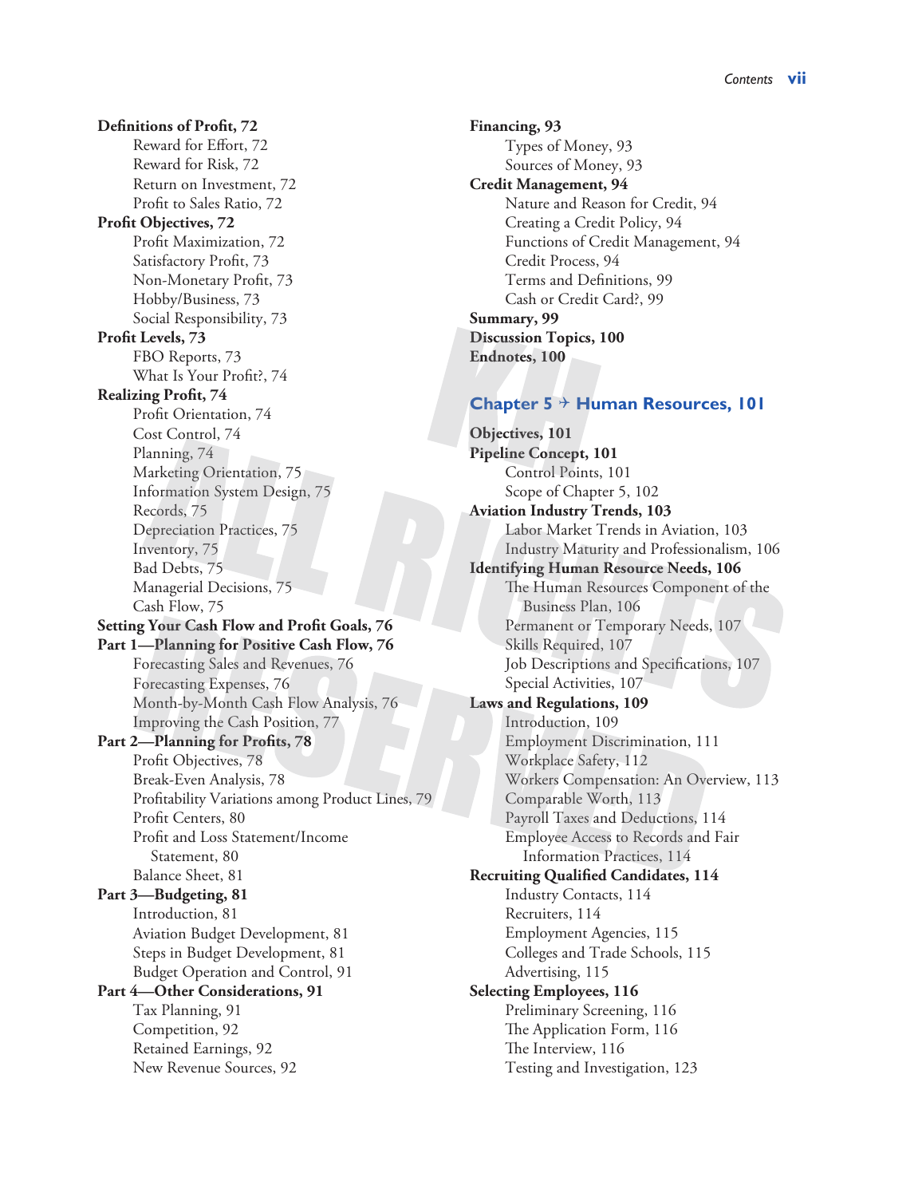**Definitions of Profit, 72**

- Reward for Effort, 72
- Reward for Risk, 72
- Return on Investment, 72
- Profit to Sales Ratio, 72

**Profit Objectives, 72**

- Profit Maximization, 72
- Satisfactory Profit, 73
- Non-Monetary Profit, 73
- Hobby/Business, 73
- Social Responsibility, 73

**Profit Levels, 73**

- FBO Reports, 73
- What Is Your Profit?, 74

**Realizing Profit, 74**

- Profit Orientation, 74
- Cost Control, 74
- Planning, 74
- Marketing Orientation, 75
- Information System Design, 75
- Records, 75
- Depreciation Practices, 75
- Inventory, 75
- Bad Debts, 75
- Managerial Decisions, 75
- Cash Flow, 75

**Setting Your Cash Flow and Profit Goals, 76**

**Part 1—Planning for Positive Cash Flow, 76**

- Forecasting Sales and Revenues, 76
- Forecasting Expenses, 76
- Month-by-Month Cash Flow Analysis, 76
- Improving the Cash Position, 77

**Part 2—Planning for Profits, 78**

- Profit Objectives, 78
- Break-Even Analysis, 78
- Profitability Variations among Product Lines, 79
- Profit Centers, 80
- Profit and Loss Statement/Income Statement, 80
- Balance Sheet, 81

**Part 3—Budgeting, 81**

- Introduction, 81
- Aviation Budget Development, 81
- Steps in Budget Development, 81
- Budget Operation and Control, 91

**Part 4—Other Considerations, 91**

- Tax Planning, 91
- Competition, 92
- Retained Earnings, 92
- New Revenue Sources, 92

**Financing, 93**

- Types of Money, 93
- Sources of Money, 93

**Credit Management, 94**

- Nature and Reason for Credit, 94
- Creating a Credit Policy, 94
- Functions of Credit Management, 94
- Credit Process, 94
- Terms and Definitions, 99
- Cash or Credit Card?, 99

**Summary, 99**

**Discussion Topics, 100**

**Endnotes, 100**

## Chapter 5 ✈ Human Resources, 101

**Objectives, 101**

**Pipeline Concept, 101**

- Control Points, 101
- Scope of Chapter 5, 102

**Aviation Industry Trends, 103**

- Labor Market Trends in Aviation, 103
- Industry Maturity and Professionalism, 106

**Identifying Human Resource Needs, 106**

- The Human Resources Component of the Business Plan, 106
- Permanent or Temporary Needs, 107
- Skills Required, 107
- Job Descriptions and Specifications, 107
- Special Activities, 107

**Laws and Regulations, 109**

- Introduction, 109
- Employment Discrimination, 111
- Workplace Safety, 112
- Workers Compensation: An Overview, 113
- Comparable Worth, 113
- Payroll Taxes and Deductions, 114
- Employee Access to Records and Fair Information Practices, 114

**Recruiting Qualified Candidates, 114**

- Industry Contacts, 114
- Recruiters, 114
- Employment Agencies, 115
- Colleges and Trade Schools, 115
- Advertising, 115

**Selecting Employees, 116**

- Preliminary Screening, 116
- The Application Form, 116
- The Interview, 116
- Testing and Investigation, 123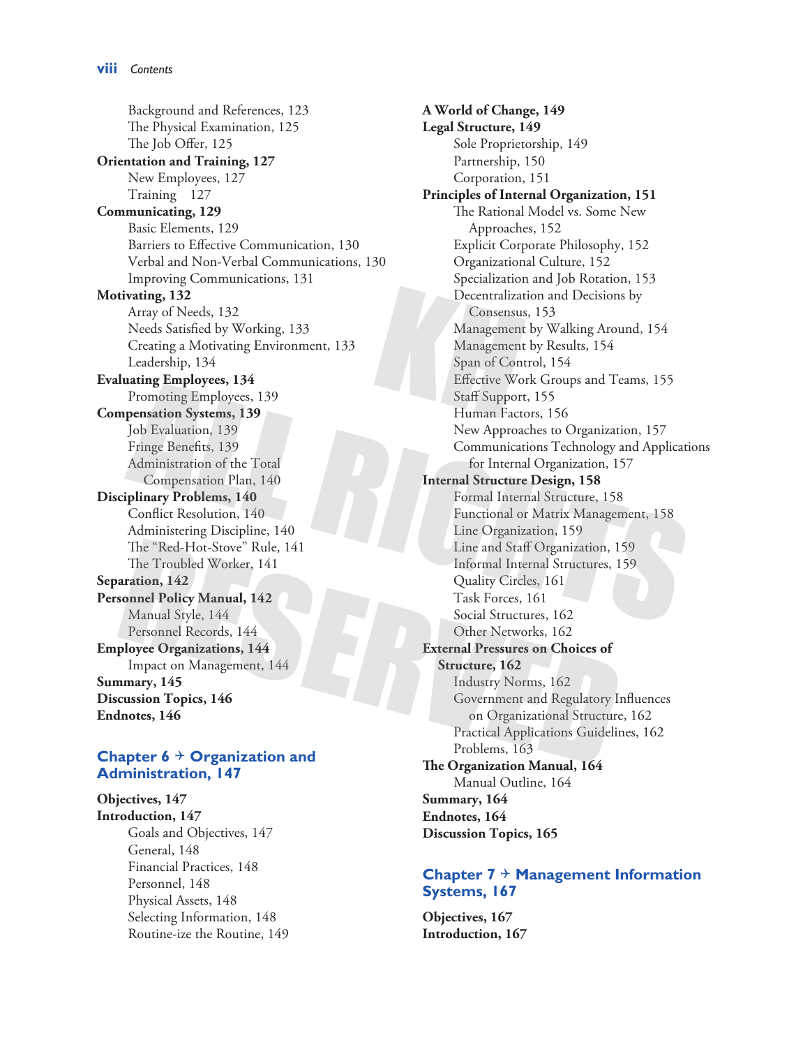Background and References, 123
The Physical Examination, 125
The Job Offer, 125

**Orientation and Training, 127**
New Employees, 127
Training 127

**Communicating, 129**
Basic Elements, 129
Barriers to Effective Communication, 130
Verbal and Non-Verbal Communications, 130
Improving Communications, 131

**Motivating, 132**
Array of Needs, 132
Needs Satisfied by Working, 133
Creating a Motivating Environment, 133
Leadership, 134

**Evaluating Employees, 134**
Promoting Employees, 139

**Compensation Systems, 139**
Job Evaluation, 139
Fringe Benefits, 139
Administration of the Total Compensation Plan, 140

**Disciplinary Problems, 140**
Conflict Resolution, 140
Administering Discipline, 140
The "Red-Hot-Stove" Rule, 141
The Troubled Worker, 141

**Separation, 142**

**Personnel Policy Manual, 142**
Manual Style, 144
Personnel Records, 144

**Employee Organizations, 144**
Impact on Management, 144

**Summary, 145**

**Discussion Topics, 146**

**Endnotes, 146**

## Chapter 6 ✈ Organization and Administration, 147

**Objectives, 147**

**Introduction, 147**
Goals and Objectives, 147
General, 148
Financial Practices, 148
Personnel, 148
Physical Assets, 148
Selecting Information, 148
Routine-ize the Routine, 149

**A World of Change, 149**

**Legal Structure, 149**
Sole Proprietorship, 149
Partnership, 150
Corporation, 151

**Principles of Internal Organization, 151**
The Rational Model vs. Some New Approaches, 152
Explicit Corporate Philosophy, 152
Organizational Culture, 152
Specialization and Job Rotation, 153
Decentralization and Decisions by Consensus, 153
Management by Walking Around, 154
Management by Results, 154
Span of Control, 154
Effective Work Groups and Teams, 155
Staff Support, 155
Human Factors, 156
New Approaches to Organization, 157
Communications Technology and Applications for Internal Organization, 157

**Internal Structure Design, 158**
Formal Internal Structure, 158
Functional or Matrix Management, 158
Line Organization, 159
Line and Staff Organization, 159
Informal Internal Structures, 159
Quality Circles, 161
Task Forces, 161
Social Structures, 162
Other Networks, 162

**External Pressures on Choices of Structure, 162**
Industry Norms, 162
Government and Regulatory Influences on Organizational Structure, 162
Practical Applications Guidelines, 162
Problems, 163

**The Organization Manual, 164**
Manual Outline, 164

**Summary, 164**

**Endnotes, 164**

**Discussion Topics, 165**

## Chapter 7 ✈ Management Information Systems, 167

**Objectives, 167**

**Introduction, 167**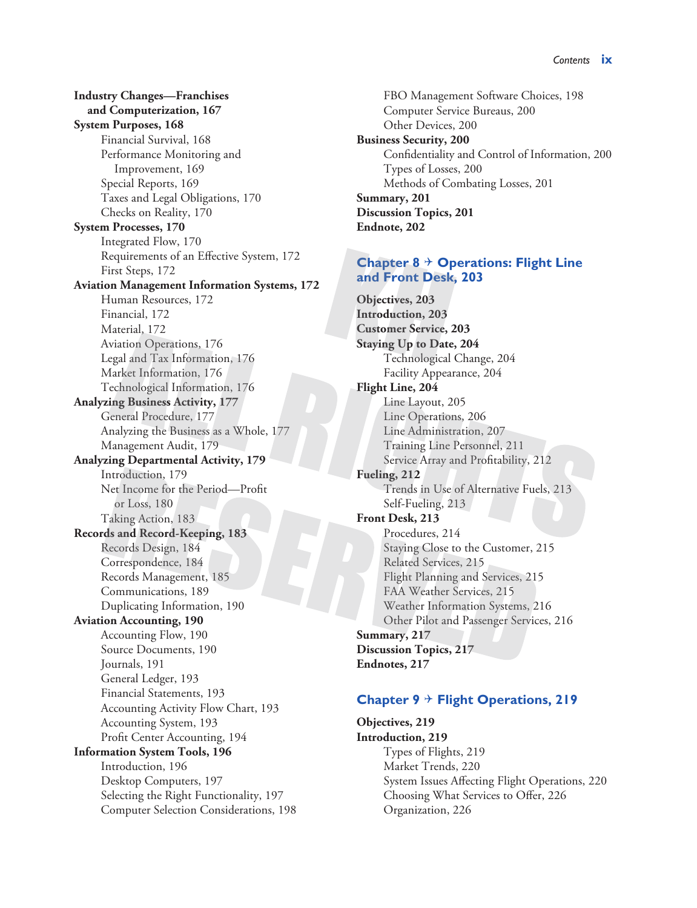**Industry Changes—Franchises and Computerization, 167**

**System Purposes, 168**
- Financial Survival, 168
- Performance Monitoring and Improvement, 169
- Special Reports, 169
- Taxes and Legal Obligations, 170
- Checks on Reality, 170

**System Processes, 170**
- Integrated Flow, 170
- Requirements of an Effective System, 172
- First Steps, 172

**Aviation Management Information Systems, 172**
- Human Resources, 172
- Financial, 172
- Material, 172
- Aviation Operations, 176
- Legal and Tax Information, 176
- Market Information, 176
- Technological Information, 176

**Analyzing Business Activity, 177**
- General Procedure, 177
- Analyzing the Business as a Whole, 177
- Management Audit, 179

**Analyzing Departmental Activity, 179**
- Introduction, 179
- Net Income for the Period—Profit or Loss, 180
- Taking Action, 183

**Records and Record-Keeping, 183**
- Records Design, 184
- Correspondence, 184
- Records Management, 185
- Communications, 189
- Duplicating Information, 190

**Aviation Accounting, 190**
- Accounting Flow, 190
- Source Documents, 190
- Journals, 191
- General Ledger, 193
- Financial Statements, 193
- Accounting Activity Flow Chart, 193
- Accounting System, 193
- Profit Center Accounting, 194

**Information System Tools, 196**
- Introduction, 196
- Desktop Computers, 197
- Selecting the Right Functionality, 197
- Computer Selection Considerations, 198
- FBO Management Software Choices, 198
- Computer Service Bureaus, 200
- Other Devices, 200

**Business Security, 200**
- Confidentiality and Control of Information, 200
- Types of Losses, 200
- Methods of Combating Losses, 201

**Summary, 201**

**Discussion Topics, 201**

**Endnote, 202**

## Chapter 8 ✈ Operations: Flight Line and Front Desk, 203

**Objectives, 203**

**Introduction, 203**

**Customer Service, 203**

**Staying Up to Date, 204**
- Technological Change, 204
- Facility Appearance, 204

**Flight Line, 204**
- Line Layout, 205
- Line Operations, 206
- Line Administration, 207
- Training Line Personnel, 211
- Service Array and Profitability, 212

**Fueling, 212**
- Trends in Use of Alternative Fuels, 213
- Self-Fueling, 213

**Front Desk, 213**
- Procedures, 214
- Staying Close to the Customer, 215
- Related Services, 215
- Flight Planning and Services, 215
- FAA Weather Services, 215
- Weather Information Systems, 216
- Other Pilot and Passenger Services, 216

**Summary, 217**

**Discussion Topics, 217**

**Endnotes, 217**

## Chapter 9 ✈ Flight Operations, 219

**Objectives, 219**

**Introduction, 219**
- Types of Flights, 219
- Market Trends, 220
- System Issues Affecting Flight Operations, 220
- Choosing What Services to Offer, 226
- Organization, 226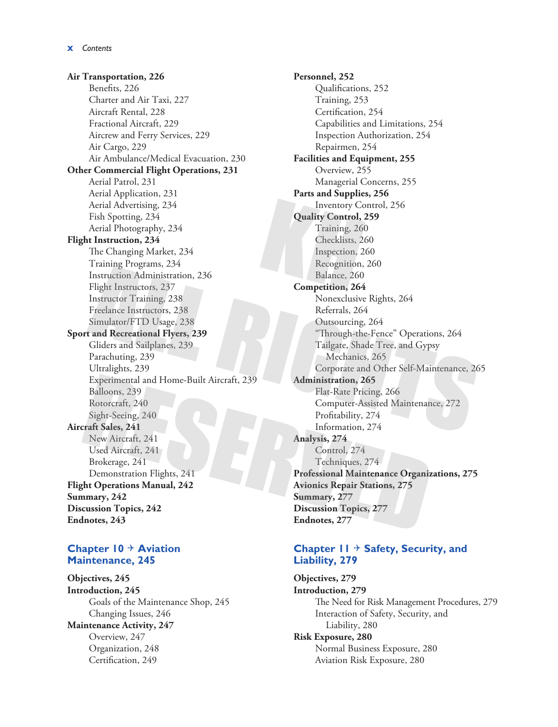**Air Transportation, 226**

Benefits, 226
Charter and Air Taxi, 227
Aircraft Rental, 228
Fractional Aircraft, 229
Aircrew and Ferry Services, 229
Air Cargo, 229
Air Ambulance/Medical Evacuation, 230

**Other Commercial Flight Operations, 231**

Aerial Patrol, 231
Aerial Application, 231
Aerial Advertising, 234
Fish Spotting, 234
Aerial Photography, 234

**Flight Instruction, 234**

The Changing Market, 234
Training Programs, 234
Instruction Administration, 236
Flight Instructors, 237
Instructor Training, 238
Freelance Instructors, 238
Simulator/FTD Usage, 238

**Sport and Recreational Flyers, 239**

Gliders and Sailplanes, 239
Parachuting, 239
Ultralights, 239
Experimental and Home-Built Aircraft, 239
Balloons, 239
Rotorcraft, 240
Sight-Seeing, 240

**Aircraft Sales, 241**

New Aircraft, 241
Used Aircraft, 241
Brokerage, 241
Demonstration Flights, 241

**Flight Operations Manual, 242**

**Summary, 242**

**Discussion Topics, 242**

**Endnotes, 243**

## Chapter 10 ✈ Aviation Maintenance, 245

**Objectives, 245**

**Introduction, 245**

Goals of the Maintenance Shop, 245
Changing Issues, 246

**Maintenance Activity, 247**

Overview, 247
Organization, 248
Certification, 249

**Personnel, 252**

Qualifications, 252
Training, 253
Certification, 254
Capabilities and Limitations, 254
Inspection Authorization, 254
Repairmen, 254

**Facilities and Equipment, 255**

Overview, 255
Managerial Concerns, 255

**Parts and Supplies, 256**

Inventory Control, 256

**Quality Control, 259**

Training, 260
Checklists, 260
Inspection, 260
Recognition, 260
Balance, 260

**Competition, 264**

Nonexclusive Rights, 264
Referrals, 264
Outsourcing, 264
"Through-the-Fence" Operations, 264
Tailgate, Shade Tree, and Gypsy Mechanics, 265
Corporate and Other Self-Maintenance, 265

**Administration, 265**

Flat-Rate Pricing, 266
Computer-Assisted Maintenance, 272
Profitability, 274
Information, 274

**Analysis, 274**

Control, 274
Techniques, 274

**Professional Maintenance Organizations, 275**

**Avionics Repair Stations, 275**

**Summary, 277**

**Discussion Topics, 277**

**Endnotes, 277**

## Chapter 11 ✈ Safety, Security, and Liability, 279

**Objectives, 279**

**Introduction, 279**

The Need for Risk Management Procedures, 279
Interaction of Safety, Security, and Liability, 280

**Risk Exposure, 280**

Normal Business Exposure, 280
Aviation Risk Exposure, 280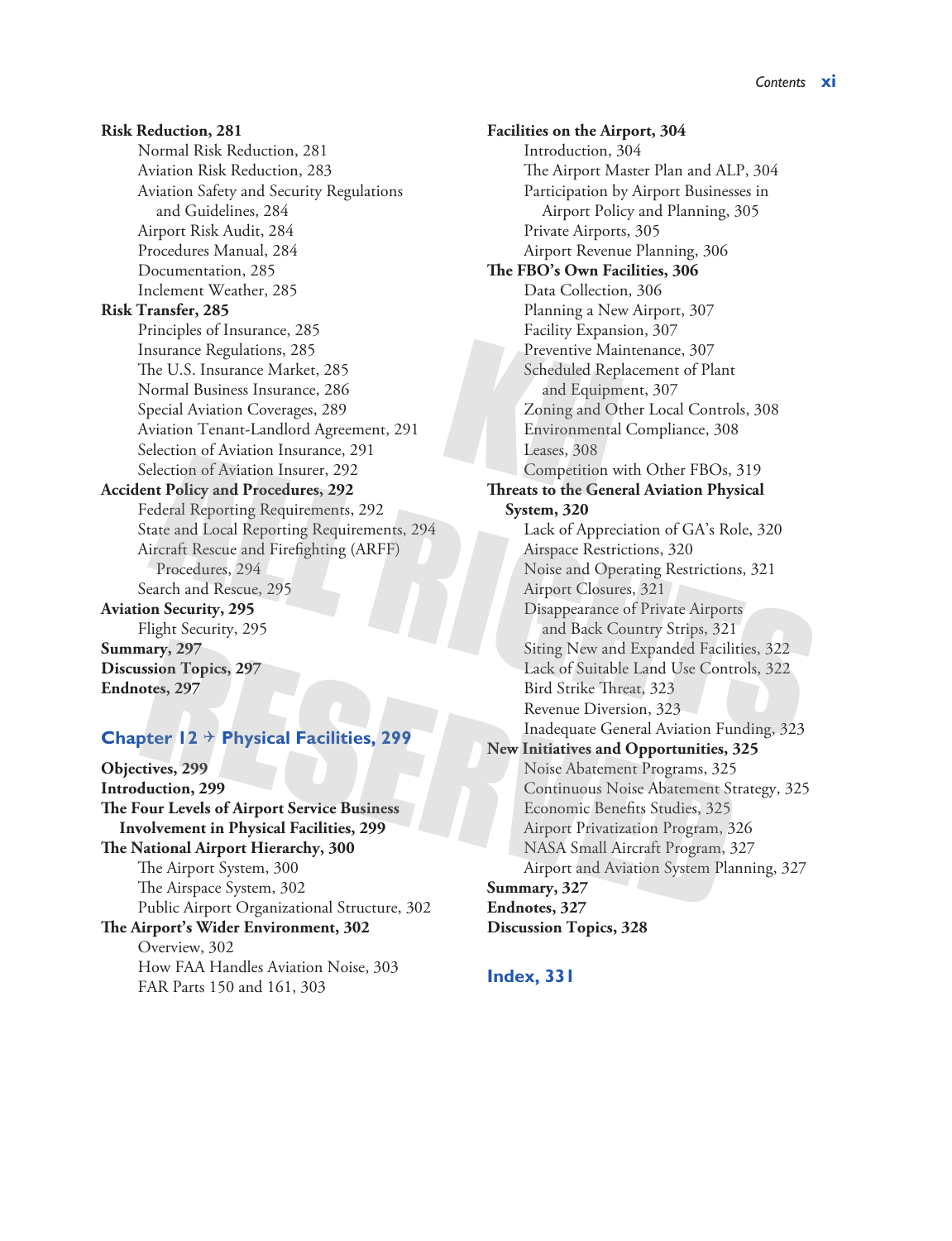**Risk Reduction, 281**

- Normal Risk Reduction, 281
- Aviation Risk Reduction, 283
- Aviation Safety and Security Regulations and Guidelines, 284
- Airport Risk Audit, 284
- Procedures Manual, 284
- Documentation, 285
- Inclement Weather, 285

**Risk Transfer, 285**

- Principles of Insurance, 285
- Insurance Regulations, 285
- The U.S. Insurance Market, 285
- Normal Business Insurance, 286
- Special Aviation Coverages, 289
- Aviation Tenant-Landlord Agreement, 291
- Selection of Aviation Insurance, 291
- Selection of Aviation Insurer, 292

**Accident Policy and Procedures, 292**

- Federal Reporting Requirements, 292
- State and Local Reporting Requirements, 294
- Aircraft Rescue and Firefighting (ARFF) Procedures, 294
- Search and Rescue, 295

**Aviation Security, 295**

- Flight Security, 295

**Summary, 297**

**Discussion Topics, 297**

**Endnotes, 297**

## Chapter 12 ✈ Physical Facilities, 299

**Objectives, 299**

**Introduction, 299**

**The Four Levels of Airport Service Business Involvement in Physical Facilities, 299**

**The National Airport Hierarchy, 300**

- The Airport System, 300
- The Airspace System, 302
- Public Airport Organizational Structure, 302

**The Airport's Wider Environment, 302**

- Overview, 302
- How FAA Handles Aviation Noise, 303
- FAR Parts 150 and 161, 303

**Facilities on the Airport, 304**

- Introduction, 304
- The Airport Master Plan and ALP, 304
- Participation by Airport Businesses in Airport Policy and Planning, 305
- Private Airports, 305
- Airport Revenue Planning, 306

**The FBO's Own Facilities, 306**

- Data Collection, 306
- Planning a New Airport, 307
- Facility Expansion, 307
- Preventive Maintenance, 307
- Scheduled Replacement of Plant and Equipment, 307
- Zoning and Other Local Controls, 308
- Environmental Compliance, 308
- Leases, 308
- Competition with Other FBOs, 319

**Threats to the General Aviation Physical System, 320**

- Lack of Appreciation of GA's Role, 320
- Airspace Restrictions, 320
- Noise and Operating Restrictions, 321
- Airport Closures, 321
- Disappearance of Private Airports and Back Country Strips, 321
- Siting New and Expanded Facilities, 322
- Lack of Suitable Land Use Controls, 322
- Bird Strike Threat, 323
- Revenue Diversion, 323
- Inadequate General Aviation Funding, 323

**New Initiatives and Opportunities, 325**

- Noise Abatement Programs, 325
- Continuous Noise Abatement Strategy, 325
- Economic Benefits Studies, 325
- Airport Privatization Program, 326
- NASA Small Aircraft Program, 327
- Airport and Aviation System Planning, 327

**Summary, 327**

**Endnotes, 327**

**Discussion Topics, 328**

## Index, 331